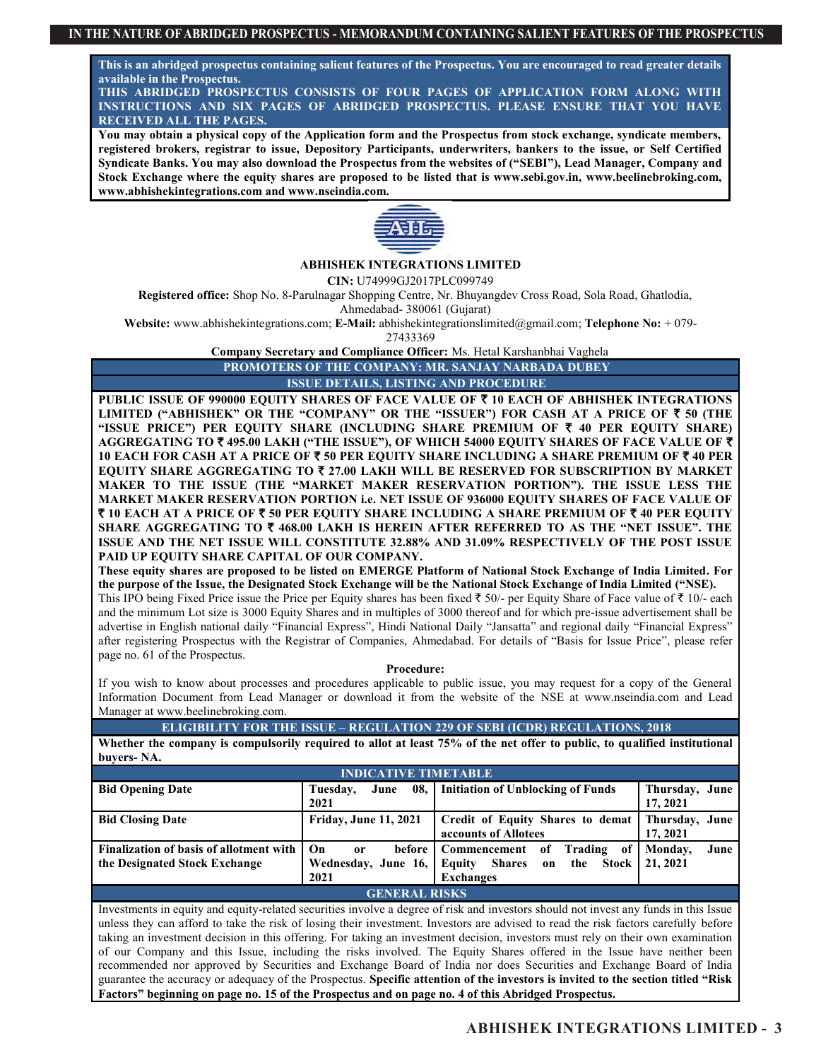# IN THE NATURE OF ABRIDGED PROSPECTUS - MEMORANDUM CONTAINING SALIENT FEATURES OF THE PROSPECTUS

**This is an abridged prospectus containing salient features of the Prospectus. You are encouraged to read greater details available in the Prospectus.**

**THIS ABRIDGED PROSPECTUS CONSISTS OF FOUR PAGES OF APPLICATION FORM ALONG WITH INSTRUCTIONS AND SIX PAGES OF ABRIDGED PROSPECTUS. PLEASE ENSURE THAT YOU HAVE RECEIVED ALL THE PAGES.**

**You may obtain a physical copy of the Application form and the Prospectus from stock exchange, syndicate members, registered brokers, registrar to issue, Depository Participants, underwriters, bankers to the issue, or Self Certified Syndicate Banks. You may also download the Prospectus from the websites of ("SEBI"), Lead Manager, Company and Stock Exchange where the equity shares are proposed to be listed that is www.sebi.gov.in, www.beelinebroking.com, www.abhishekintegrations.com and www.nseindia.com.**

## ABHISHEK INTEGRATIONS LIMITED

**CIN:** U74999GJ2017PLC099749

**Registered office:** Shop No. 8-Parulnagar Shopping Centre, Nr. Bhuyangdev Cross Road, Sola Road, Ghatlodia, Ahmedabad- 380061 (Gujarat)

**Website:** www.abhishekintegrations.com; **E-Mail:** abhishekintegrationslimited@gmail.com; **Telephone No:** + 079-27433369

**Company Secretary and Compliance Officer:** Ms. Hetal Karshanbhai Vaghela

### PROMOTERS OF THE COMPANY: MR. SANJAY NARBADA DUBEY

### ISSUE DETAILS, LISTING AND PROCEDURE

**PUBLIC ISSUE OF 990000 EQUITY SHARES OF FACE VALUE OF ₹ 10 EACH OF ABHISHEK INTEGRATIONS LIMITED ("ABHISHEK" OR THE "COMPANY" OR THE "ISSUER") FOR CASH AT A PRICE OF ₹ 50 (THE "ISSUE PRICE") PER EQUITY SHARE (INCLUDING SHARE PREMIUM OF ₹ 40 PER EQUITY SHARE) AGGREGATING TO ₹ 495.00 LAKH ("THE ISSUE"), OF WHICH 54000 EQUITY SHARES OF FACE VALUE OF ₹ 10 EACH FOR CASH AT A PRICE OF ₹ 50 PER EQUITY SHARE INCLUDING A SHARE PREMIUM OF ₹ 40 PER EQUITY SHARE AGGREGATING TO ₹ 27.00 LAKH WILL BE RESERVED FOR SUBSCRIPTION BY MARKET MAKER TO THE ISSUE (THE "MARKET MAKER RESERVATION PORTION"). THE ISSUE LESS THE MARKET MAKER RESERVATION PORTION i.e. NET ISSUE OF 936000 EQUITY SHARES OF FACE VALUE OF ₹ 10 EACH AT A PRICE OF ₹ 50 PER EQUITY SHARE INCLUDING A SHARE PREMIUM OF ₹ 40 PER EQUITY SHARE AGGREGATING TO ₹ 468.00 LAKH IS HEREIN AFTER REFERRED TO AS THE "NET ISSUE". THE ISSUE AND THE NET ISSUE WILL CONSTITUTE 32.88% AND 31.09% RESPECTIVELY OF THE POST ISSUE PAID UP EQUITY SHARE CAPITAL OF OUR COMPANY.**

**These equity shares are proposed to be listed on EMERGE Platform of National Stock Exchange of India Limited. For the purpose of the Issue, the Designated Stock Exchange will be the National Stock Exchange of India Limited ("NSE).**

This IPO being Fixed Price issue the Price per Equity shares has been fixed ₹ 50/- per Equity Share of Face value of ₹ 10/- each and the minimum Lot size is 3000 Equity Shares and in multiples of 3000 thereof and for which pre-issue advertisement shall be advertise in English national daily "Financial Express", Hindi National Daily "Jansatta" and regional daily "Financial Express" after registering Prospectus with the Registrar of Companies, Ahmedabad. For details of "Basis for Issue Price", please refer page no. 61 of the Prospectus.

**Procedure:**

If you wish to know about processes and procedures applicable to public issue, you may request for a copy of the General Information Document from Lead Manager or download it from the website of the NSE at www.nseindia.com and Lead Manager at www.beelinebroking.com.

### ELIGIBILITY FOR THE ISSUE – REGULATION 229 OF SEBI (ICDR) REGULATIONS, 2018

**Whether the company is compulsorily required to allot at least 75% of the net offer to public, to qualified institutional buyers- NA.**

### INDICATIVE TIMETABLE

| | | | |
|---|---|---|---|
| **Bid Opening Date** | **Tuesday, June 08, 2021** | **Initiation of Unblocking of Funds** | **Thursday, June 17, 2021** |
| **Bid Closing Date** | **Friday, June 11, 2021** | **Credit of Equity Shares to demat accounts of Allotees** | **Thursday, June 17, 2021** |
| **Finalization of basis of allotment with the Designated Stock Exchange** | **On or before Wednesday, June 16, 2021** | **Commencement of Trading of Equity Shares on the Stock Exchanges** | **Monday, June 21, 2021** |

### GENERAL RISKS

Investments in equity and equity-related securities involve a degree of risk and investors should not invest any funds in this Issue unless they can afford to take the risk of losing their investment. Investors are advised to read the risk factors carefully before taking an investment decision in this offering. For taking an investment decision, investors must rely on their own examination of our Company and this Issue, including the risks involved. The Equity Shares offered in the Issue have neither been recommended nor approved by Securities and Exchange Board of India nor does Securities and Exchange Board of India guarantee the accuracy or adequacy of the Prospectus. **Specific attention of the investors is invited to the section titled "Risk Factors" beginning on page no. 15 of the Prospectus and on page no. 4 of this Abridged Prospectus.**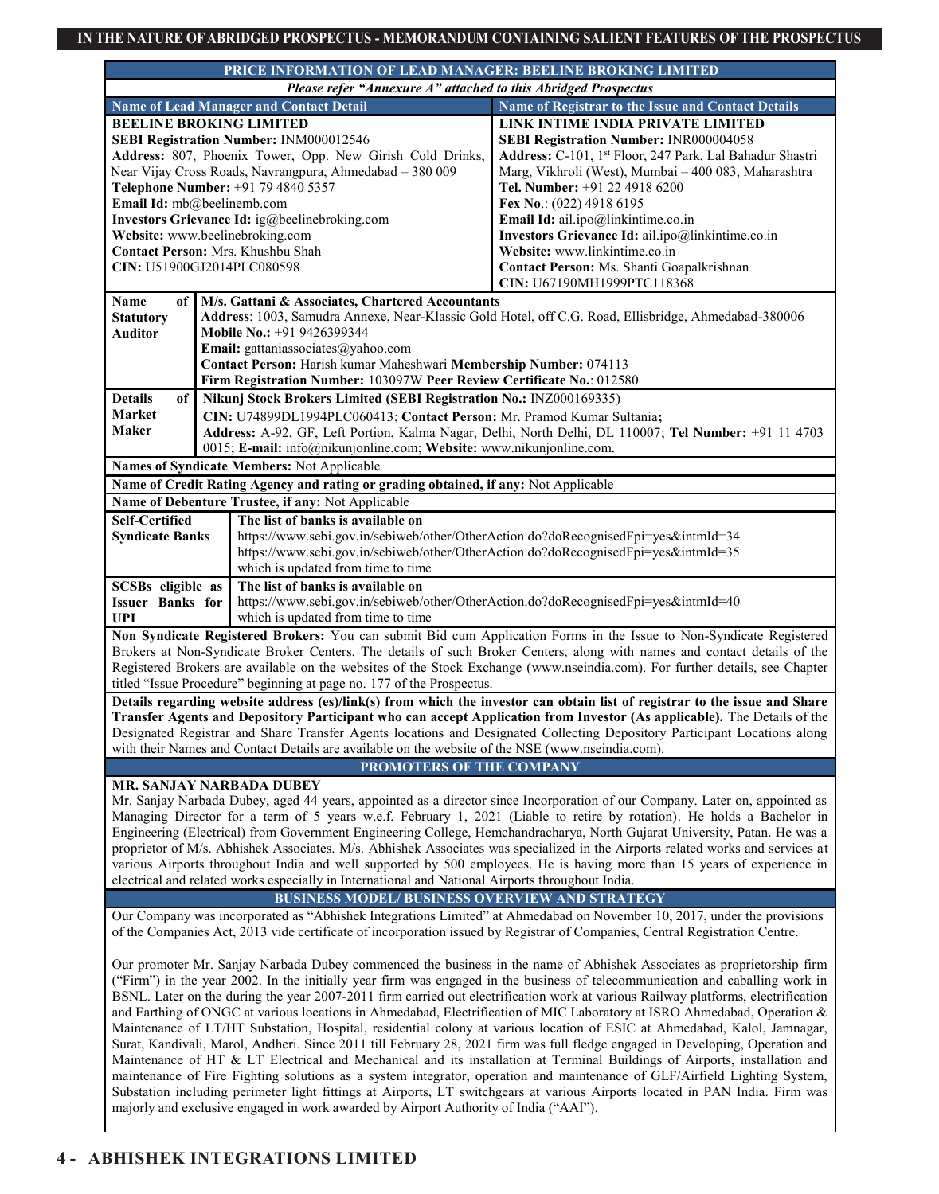## PRICE INFORMATION OF LEAD MANAGER: BEELINE BROKING LIMITED

*Please refer "Annexure A" attached to this Abridged Prospectus*

| Name of Lead Manager and Contact Detail | Name of Registrar to the Issue and Contact Details |
|---|---|
| **BEELINE BROKING LIMITED**<br>**SEBI Registration Number:** INM000012546<br>**Address:** 807, Phoenix Tower, Opp. New Girish Cold Drinks, Near Vijay Cross Roads, Navrangpura, Ahmedabad – 380 009<br>**Telephone Number:** +91 79 4840 5357<br>**Email Id:** mb@beelinemb.com<br>**Investors Grievance Id:** ig@beelinebroking.com<br>**Website:** www.beelinebroking.com<br>**Contact Person:** Mrs. Khushbu Shah<br>**CIN:** U51900GJ2014PLC080598 | **LINK INTIME INDIA PRIVATE LIMITED**<br>**SEBI Registration Number:** INR000004058<br>**Address:** C-101, 1st Floor, 247 Park, Lal Bahadur Shastri Marg, Vikhroli (West), Mumbai – 400 083, Maharashtra<br>**Tel. Number:** +91 22 4918 6200<br>**Fex No**.: (022) 4918 6195<br>**Email Id:** ail.ipo@linkintime.co.in<br>**Investors Grievance Id:** ail.ipo@linkintime.co.in<br>**Website:** www.linkintime.co.in<br>**Contact Person:** Ms. Shanti Goapalkrishnan<br>**CIN:** U67190MH1999PTC118368 |

| | |
|---|---|
| **Name of Statutory Auditor** | **M/s. Gattani & Associates, Chartered Accountants**<br>**Address**: 1003, Samudra Annexe, Near-Klassic Gold Hotel, off C.G. Road, Ellisbridge, Ahmedabad-380006<br>**Mobile No.:** +91 9426399344<br>**Email:** gattaniassociates@yahoo.com<br>**Contact Person:** Harish kumar Maheshwari **Membership Number:** 074113<br>**Firm Registration Number:** 103097W **Peer Review Certificate No.**: 012580 |
| **Details of Market Maker** | **Nikunj Stock Brokers Limited (SEBI Registration No.:** INZ000169335)<br>**CIN:** U74899DL1994PLC060413; **Contact Person:** Mr. Pramod Kumar Sultania**;**<br>**Address:** A-92, GF, Left Portion, Kalma Nagar, Delhi, North Delhi, DL 110007; **Tel Number:** +91 11 4703 0015; **E-mail:** info@nikunjonline.com; **Website:** www.nikunjonline.com. |

**Names of Syndicate Members:** Not Applicable

**Name of Credit Rating Agency and rating or grading obtained, if any:** Not Applicable

**Name of Debenture Trustee, if any:** Not Applicable

| | |
|---|---|
| **Self-Certified Syndicate Banks** | **The list of banks is available on**<br>https://www.sebi.gov.in/sebiweb/other/OtherAction.do?doRecognisedFpi=yes&intmId=34<br>https://www.sebi.gov.in/sebiweb/other/OtherAction.do?doRecognisedFpi=yes&intmId=35<br>which is updated from time to time |
| **SCSBs eligible as Issuer Banks for UPI** | **The list of banks is available on**<br>https://www.sebi.gov.in/sebiweb/other/OtherAction.do?doRecognisedFpi=yes&intmId=40<br>which is updated from time to time |

**Non Syndicate Registered Brokers:** You can submit Bid cum Application Forms in the Issue to Non-Syndicate Registered Brokers at Non-Syndicate Broker Centers. The details of such Broker Centers, along with names and contact details of the Registered Brokers are available on the websites of the Stock Exchange (www.nseindia.com). For further details, see Chapter titled "Issue Procedure" beginning at page no. 177 of the Prospectus.

**Details regarding website address (es)/link(s) from which the investor can obtain list of registrar to the issue and Share Transfer Agents and Depository Participant who can accept Application from Investor (As applicable).** The Details of the Designated Registrar and Share Transfer Agents locations and Designated Collecting Depository Participant Locations along with their Names and Contact Details are available on the website of the NSE (www.nseindia.com).

## PROMOTERS OF THE COMPANY

**MR. SANJAY NARBADA DUBEY**

Mr. Sanjay Narbada Dubey, aged 44 years, appointed as a director since Incorporation of our Company. Later on, appointed as Managing Director for a term of 5 years w.e.f. February 1, 2021 (Liable to retire by rotation). He holds a Bachelor in Engineering (Electrical) from Government Engineering College, Hemchandracharya, North Gujarat University, Patan. He was a proprietor of M/s. Abhishek Associates. M/s. Abhishek Associates was specialized in the Airports related works and services at various Airports throughout India and well supported by 500 employees. He is having more than 15 years of experience in electrical and related works especially in International and National Airports throughout India.

## BUSINESS MODEL/ BUSINESS OVERVIEW AND STRATEGY

Our Company was incorporated as "Abhishek Integrations Limited" at Ahmedabad on November 10, 2017, under the provisions of the Companies Act, 2013 vide certificate of incorporation issued by Registrar of Companies, Central Registration Centre.

Our promoter Mr. Sanjay Narbada Dubey commenced the business in the name of Abhishek Associates as proprietorship firm ("Firm") in the year 2002. In the initially year firm was engaged in the business of telecommunication and caballing work in BSNL. Later on the during the year 2007-2011 firm carried out electrification work at various Railway platforms, electrification and Earthing of ONGC at various locations in Ahmedabad, Electrification of MIC Laboratory at ISRO Ahmedabad, Operation & Maintenance of LT/HT Substation, Hospital, residential colony at various location of ESIC at Ahmedabad, Kalol, Jamnagar, Surat, Kandivali, Marol, Andheri. Since 2011 till February 28, 2021 firm was full fledge engaged in Developing, Operation and Maintenance of HT & LT Electrical and Mechanical and its installation at Terminal Buildings of Airports, installation and maintenance of Fire Fighting solutions as a system integrator, operation and maintenance of GLF/Airfield Lighting System, Substation including perimeter light fittings at Airports, LT switchgears at various Airports located in PAN India. Firm was majorly and exclusive engaged in work awarded by Airport Authority of India ("AAI").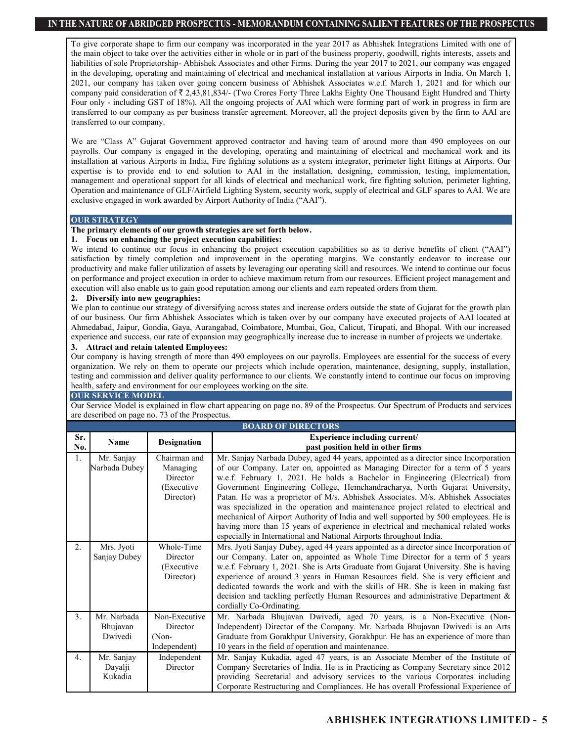To give corporate shape to firm our company was incorporated in the year 2017 as Abhishek Integrations Limited with one of the main object to take over the activities either in whole or in part of the business property, goodwill, rights interests, assets and liabilities of sole Proprietorship- Abhishek Associates and other Firms. During the year 2017 to 2021, our company was engaged in the developing, operating and maintaining of electrical and mechanical installation at various Airports in India. On March 1, 2021, our company has taken over going concern business of Abhishek Associates w.e.f. March 1, 2021 and for which our company paid consideration of ₹ 2,43,81,834/- (Two Crores Forty Three Lakhs Eighty One Thousand Eight Hundred and Thirty Four only - including GST of 18%). All the ongoing projects of AAI which were forming part of work in progress in firm are transferred to our company as per business transfer agreement. Moreover, all the project deposits given by the firm to AAI are transferred to our company.

We are "Class A" Gujarat Government approved contractor and having team of around more than 490 employees on our payrolls. Our company is engaged in the developing, operating and maintaining of electrical and mechanical work and its installation at various Airports in India, Fire fighting solutions as a system integrator, perimeter light fittings at Airports. Our expertise is to provide end to end solution to AAI in the installation, designing, commission, testing, implementation, management and operational support for all kinds of electrical and mechanical work, fire fighting solution, perimeter lighting, Operation and maintenance of GLF/Airfield Lighting System, security work, supply of electrical and GLF spares to AAI. We are exclusive engaged in work awarded by Airport Authority of India ("AAI").

## OUR STRATEGY

**The primary elements of our growth strategies are set forth below.**

**1. Focus on enhancing the project execution capabilities:**

We intend to continue our focus in enhancing the project execution capabilities so as to derive benefits of client ("AAI") satisfaction by timely completion and improvement in the operating margins. We constantly endeavor to increase our productivity and make fuller utilization of assets by leveraging our operating skill and resources. We intend to continue our focus on performance and project execution in order to achieve maximum return from our resources. Efficient project management and execution will also enable us to gain good reputation among our clients and earn repeated orders from them.

**2. Diversify into new geographies:**

We plan to continue our strategy of diversifying across states and increase orders outside the state of Gujarat for the growth plan of our business. Our firm Abhishek Associates which is taken over by our company have executed projects of AAI located at Ahmedabad, Jaipur, Gondia, Gaya, Aurangabad, Coimbatore, Mumbai, Goa, Calicut, Tirupati, and Bhopal. With our increased experience and success, our rate of expansion may geographically increase due to increase in number of projects we undertake.

**3. Attract and retain talented Employees:**

Our company is having strength of more than 490 employees on our payrolls. Employees are essential for the success of every organization. We rely on them to operate our projects which include operation, maintenance, designing, supply, installation, testing and commission and deliver quality performance to our clients. We constantly intend to continue our focus on improving health, safety and environment for our employees working on the site.

## OUR SERVICE MODEL

Our Service Model is explained in flow chart appearing on page no. 89 of the Prospectus. Our Spectrum of Products and services are described on page no. 73 of the Prospectus.

## BOARD OF DIRECTORS

| Sr. No. | Name | Designation | Experience including current/ past position held in other firms |
|---|---|---|---|
| 1. | Mr. Sanjay Narbada Dubey | Chairman and Managing Director (Executive Director) | Mr. Sanjay Narbada Dubey, aged 44 years, appointed as a director since Incorporation of our Company. Later on, appointed as Managing Director for a term of 5 years w.e.f. February 1, 2021. He holds a Bachelor in Engineering (Electrical) from Government Engineering College, Hemchandracharya, North Gujarat University, Patan. He was a proprietor of M/s. Abhishek Associates. M/s. Abhishek Associates was specialized in the operation and maintenance project related to electrical and mechanical of Airport Authority of India and well supported by 500 employees. He is having more than 15 years of experience in electrical and mechanical related works especially in International and National Airports throughout India. |
| 2. | Mrs. Jyoti Sanjay Dubey | Whole-Time Director (Executive Director) | Mrs. Jyoti Sanjay Dubey, aged 44 years appointed as a director since Incorporation of our Company. Later on, appointed as Whole Time Director for a term of 5 years w.e.f. February 1, 2021. She is Arts Graduate from Gujarat University. She is having experience of around 3 years in Human Resources field. She is very efficient and dedicated towards the work and with the skills of HR. She is keen in making fast decision and tackling perfectly Human Resources and administrative Department & cordially Co-Ordinating. |
| 3. | Mr. Narbada Bhujavan Dwivedi | Non-Executive Director (Non-Independent) | Mr. Narbada Bhujavan Dwivedi, aged 70 years, is a Non-Executive (Non-Independent) Director of the Company. Mr. Narbada Bhujavan Dwivedi is an Arts Graduate from Gorakhpur University, Gorakhpur. He has an experience of more than 10 years in the field of operation and maintenance. |
| 4. | Mr. Sanjay Dayalji Kukadia | Independent Director | Mr. Sanjay Kukadia, aged 47 years, is an Associate Member of the Institute of Company Secretaries of India. He is in Practicing as Company Secretary since 2012 providing Secretarial and advisory services to the various Corporates including Corporate Restructuring and Compliances. He has overall Professional Experience of |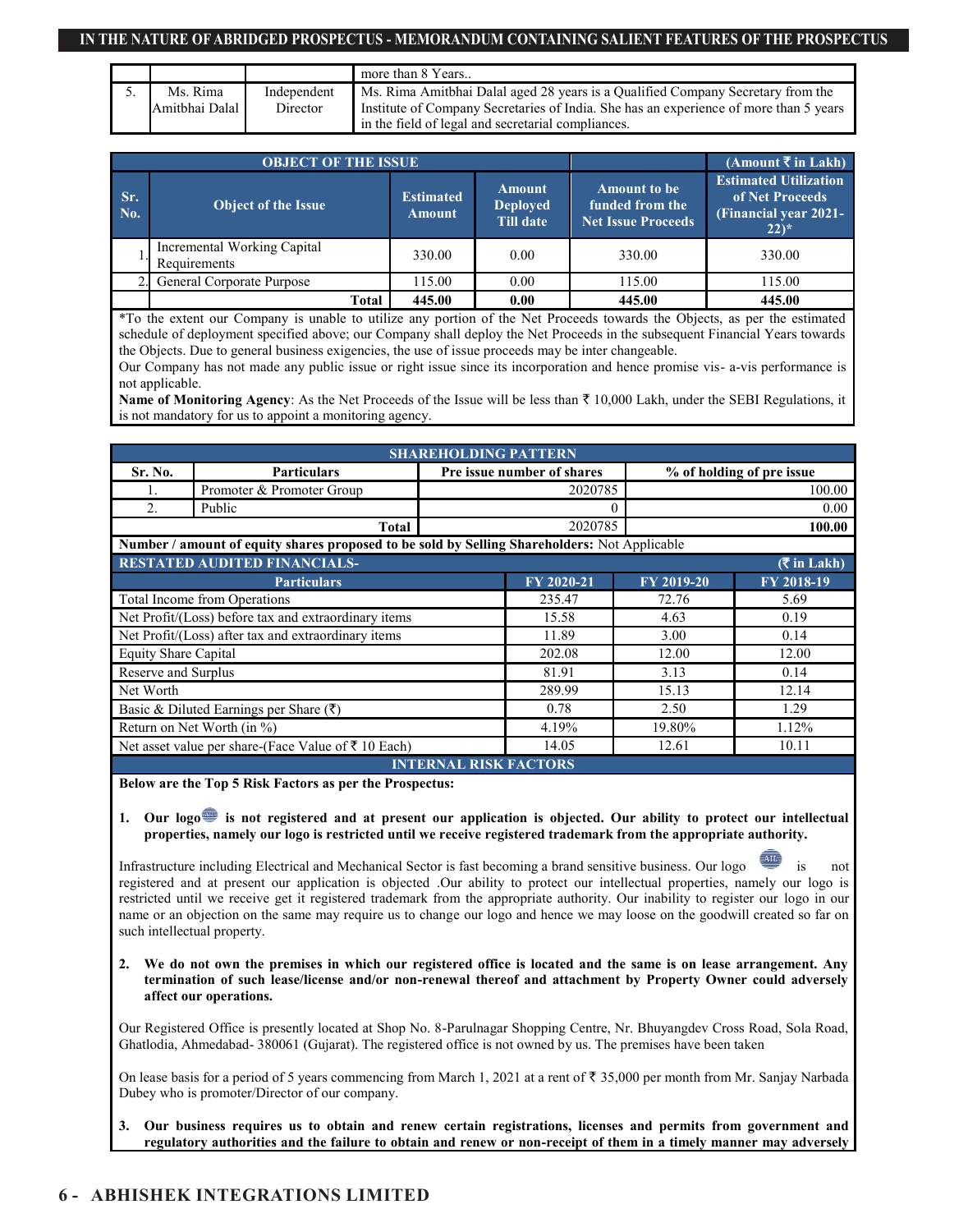| | | | |
|---|---|---|---|
| | | | more than 8 Years.. |
| 5. | Ms. Rima Amitbhai Dalal | Independent Director | Ms. Rima Amitbhai Dalal aged 28 years is a Qualified Company Secretary from the Institute of Company Secretaries of India. She has an experience of more than 5 years in the field of legal and secretarial compliances. |

## OBJECT OF THE ISSUE

(Amount ₹ in Lakh)

| Sr. No. | Object of the Issue | Estimated Amount | Amount Deployed Till date | Amount to be funded from the Net Issue Proceeds | Estimated Utilization of Net Proceeds (Financial year 2021-22)* |
|---|---|---|---|---|---|
| 1. | Incremental Working Capital Requirements | 330.00 | 0.00 | 330.00 | 330.00 |
| 2. | General Corporate Purpose | 115.00 | 0.00 | 115.00 | 115.00 |
| | **Total** | **445.00** | **0.00** | **445.00** | **445.00** |

*To the extent our Company is unable to utilize any portion of the Net Proceeds towards the Objects, as per the estimated schedule of deployment specified above; our Company shall deploy the Net Proceeds in the subsequent Financial Years towards the Objects. Due to general business exigencies, the use of issue proceeds may be inter changeable.

Our Company has not made any public issue or right issue since its incorporation and hence promise vis- a-vis performance is not applicable.

**Name of Monitoring Agency**: As the Net Proceeds of the Issue will be less than ₹ 10,000 Lakh, under the SEBI Regulations, it is not mandatory for us to appoint a monitoring agency.

## SHAREHOLDING PATTERN

| Sr. No. | Particulars | Pre issue number of shares | % of holding of pre issue |
|---|---|---|---|
| 1. | Promoter & Promoter Group | 2020785 | 100.00 |
| 2. | Public | 0 | 0.00 |
| | **Total** | 2020785 | **100.00** |

**Number / amount of equity shares proposed to be sold by Selling Shareholders:** Not Applicable

## RESTATED AUDITED FINANCIALS-

(₹ in Lakh)

| Particulars | FY 2020-21 | FY 2019-20 | FY 2018-19 |
|---|---|---|---|
| Total Income from Operations | 235.47 | 72.76 | 5.69 |
| Net Profit/(Loss) before tax and extraordinary items | 15.58 | 4.63 | 0.19 |
| Net Profit/(Loss) after tax and extraordinary items | 11.89 | 3.00 | 0.14 |
| Equity Share Capital | 202.08 | 12.00 | 12.00 |
| Reserve and Surplus | 81.91 | 3.13 | 0.14 |
| Net Worth | 289.99 | 15.13 | 12.14 |
| Basic & Diluted Earnings per Share (₹) | 0.78 | 2.50 | 1.29 |
| Return on Net Worth (in %) | 4.19% | 19.80% | 1.12% |
| Net asset value per share-(Face Value of ₹ 10 Each) | 14.05 | 12.61 | 10.11 |

## INTERNAL RISK FACTORS

**Below are the Top 5 Risk Factors as per the Prospectus:**

1. **Our logo is not registered and at present our application is objected. Our ability to protect our intellectual properties, namely our logo is restricted until we receive registered trademark from the appropriate authority.**

Infrastructure including Electrical and Mechanical Sector is fast becoming a brand sensitive business. Our logo is not registered and at present our application is objected .Our ability to protect our intellectual properties, namely our logo is restricted until we receive get it registered trademark from the appropriate authority. Our inability to register our logo in our name or an objection on the same may require us to change our logo and hence we may loose on the goodwill created so far on such intellectual property.

2. **We do not own the premises in which our registered office is located and the same is on lease arrangement. Any termination of such lease/license and/or non-renewal thereof and attachment by Property Owner could adversely affect our operations.**

Our Registered Office is presently located at Shop No. 8-Parulnagar Shopping Centre, Nr. Bhuyangdev Cross Road, Sola Road, Ghatlodia, Ahmedabad- 380061 (Gujarat). The registered office is not owned by us. The premises have been taken

On lease basis for a period of 5 years commencing from March 1, 2021 at a rent of ₹ 35,000 per month from Mr. Sanjay Narbada Dubey who is promoter/Director of our company.

3. **Our business requires us to obtain and renew certain registrations, licenses and permits from government and regulatory authorities and the failure to obtain and renew or non-receipt of them in a timely manner may adversely**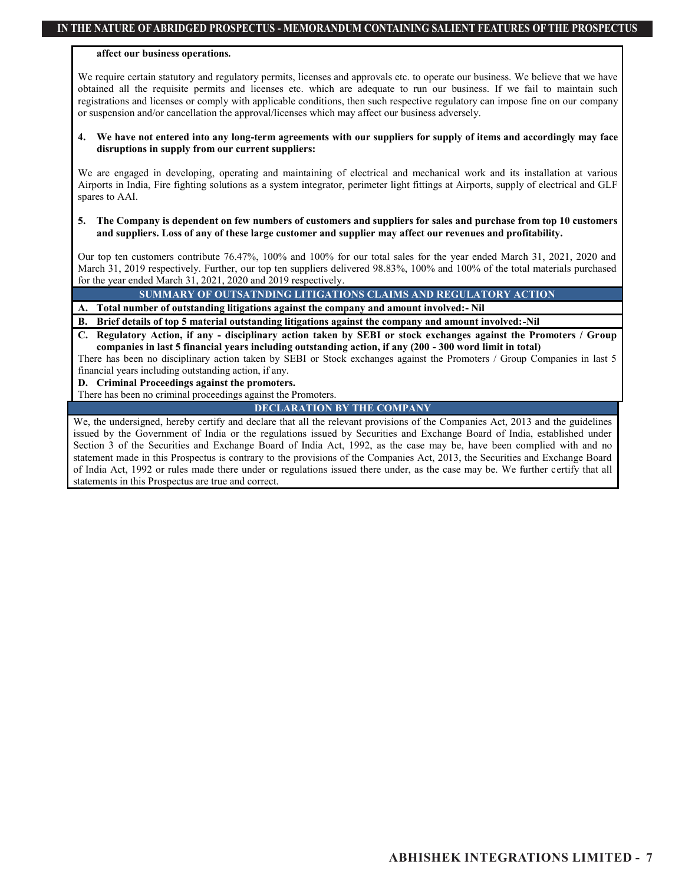**affect our business operations.**

We require certain statutory and regulatory permits, licenses and approvals etc. to operate our business. We believe that we have obtained all the requisite permits and licenses etc. which are adequate to run our business. If we fail to maintain such registrations and licenses or comply with applicable conditions, then such respective regulatory can impose fine on our company or suspension and/or cancellation the approval/licenses which may affect our business adversely.

4. **We have not entered into any long-term agreements with our suppliers for supply of items and accordingly may face disruptions in supply from our current suppliers:**

We are engaged in developing, operating and maintaining of electrical and mechanical work and its installation at various Airports in India, Fire fighting solutions as a system integrator, perimeter light fittings at Airports, supply of electrical and GLF spares to AAI.

5. **The Company is dependent on few numbers of customers and suppliers for sales and purchase from top 10 customers and suppliers. Loss of any of these large customer and supplier may affect our revenues and profitability.**

Our top ten customers contribute 76.47%, 100% and 100% for our total sales for the year ended March 31, 2021, 2020 and March 31, 2019 respectively. Further, our top ten suppliers delivered 98.83%, 100% and 100% of the total materials purchased for the year ended March 31, 2021, 2020 and 2019 respectively.

## SUMMARY OF OUTSATNDING LITIGATIONS CLAIMS AND REGULATORY ACTION

**A. Total number of outstanding litigations against the company and amount involved:- Nil**

**B. Brief details of top 5 material outstanding litigations against the company and amount involved:-Nil**

**C. Regulatory Action, if any - disciplinary action taken by SEBI or stock exchanges against the Promoters / Group companies in last 5 financial years including outstanding action, if any (200 - 300 word limit in total)**

There has been no disciplinary action taken by SEBI or Stock exchanges against the Promoters / Group Companies in last 5 financial years including outstanding action, if any.

**D. Criminal Proceedings against the promoters.**

There has been no criminal proceedings against the Promoters.

## DECLARATION BY THE COMPANY

We, the undersigned, hereby certify and declare that all the relevant provisions of the Companies Act, 2013 and the guidelines issued by the Government of India or the regulations issued by Securities and Exchange Board of India, established under Section 3 of the Securities and Exchange Board of India Act, 1992, as the case may be, have been complied with and no statement made in this Prospectus is contrary to the provisions of the Companies Act, 2013, the Securities and Exchange Board of India Act, 1992 or rules made there under or regulations issued there under, as the case may be. We further certify that all statements in this Prospectus are true and correct.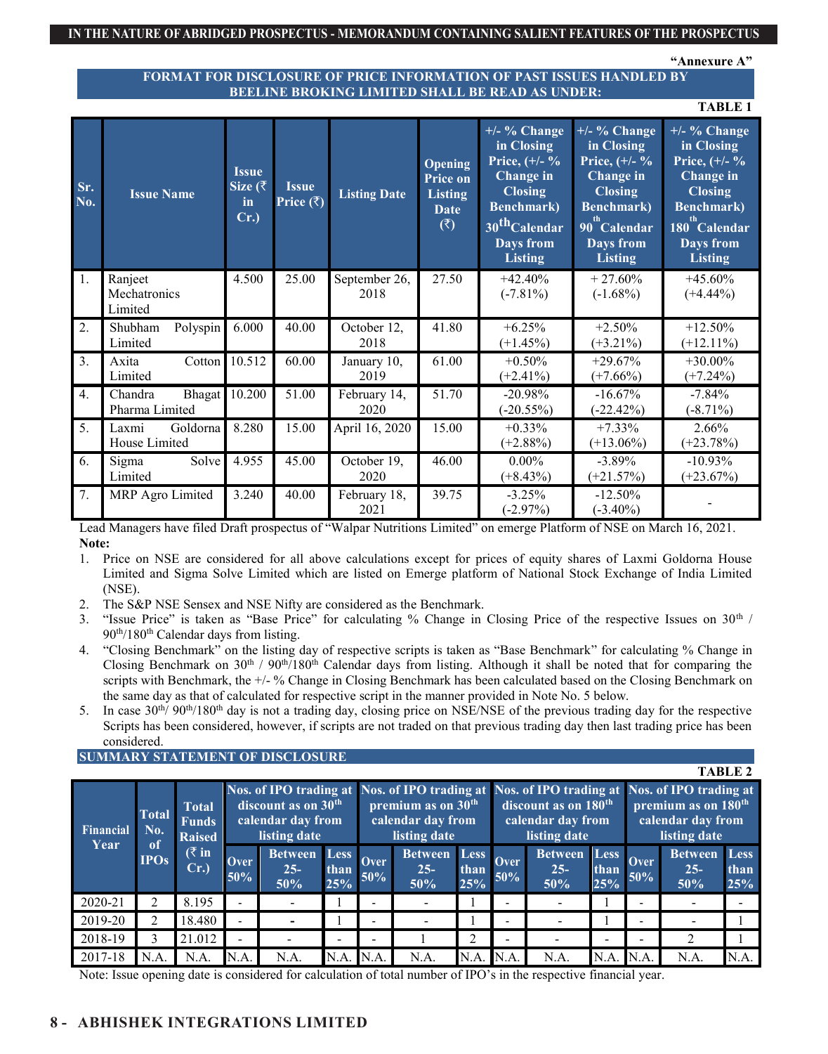"Annexure A"

## FORMAT FOR DISCLOSURE OF PRICE INFORMATION OF PAST ISSUES HANDLED BY BEELINE BROKING LIMITED SHALL BE READ AS UNDER:

**TABLE 1**

| Sr. No. | Issue Name | Issue Size (₹ in Cr.) | Issue Price (₹) | Listing Date | Opening Price on Listing Date (₹) | +/- % Change in Closing Price, (+/- % Change in Closing Benchmark) 30th Calendar Days from Listing | +/- % Change in Closing Price, (+/- % Change in Closing Benchmark) 90th Calendar Days from Listing | +/- % Change in Closing Price, (+/- % Change in Closing Benchmark) 180th Calendar Days from Listing |
|---|---|---|---|---|---|---|---|---|
| 1. | Ranjeet Mechatronics Limited | 4.500 | 25.00 | September 26, 2018 | 27.50 | +42.40% (-7.81%) | + 27.60% (-1.68%) | +45.60% (+4.44%) |
| 2. | Shubham Polyspin Limited | 6.000 | 40.00 | October 12, 2018 | 41.80 | +6.25% (+1.45%) | +2.50% (+3.21%) | +12.50% (+12.11%) |
| 3. | Axita Cotton Limited | 10.512 | 60.00 | January 10, 2019 | 61.00 | +0.50% (+2.41%) | +29.67% (+7.66%) | +30.00% (+7.24%) |
| 4. | Chandra Bhagat Pharma Limited | 10.200 | 51.00 | February 14, 2020 | 51.70 | -20.98% (-20.55%) | -16.67% (-22.42%) | -7.84% (-8.71%) |
| 5. | Laxmi Goldorna House Limited | 8.280 | 15.00 | April 16, 2020 | 15.00 | +0.33% (+2.88%) | +7.33% (+13.06%) | 2.66% (+23.78%) |
| 6. | Sigma Solve Limited | 4.955 | 45.00 | October 19, 2020 | 46.00 | 0.00% (+8.43%) | -3.89% (+21.57%) | -10.93% (+23.67%) |
| 7. | MRP Agro Limited | 3.240 | 40.00 | February 18, 2021 | 39.75 | -3.25% (-2.97%) | -12.50% (-3.40%) | - |

Lead Managers have filed Draft prospectus of "Walpar Nutritions Limited" on emerge Platform of NSE on March 16, 2021.

**Note:**

1. Price on NSE are considered for all above calculations except for prices of equity shares of Laxmi Goldorna House Limited and Sigma Solve Limited which are listed on Emerge platform of National Stock Exchange of India Limited (NSE).
2. The S&P NSE Sensex and NSE Nifty are considered as the Benchmark.
3. "Issue Price" is taken as "Base Price" for calculating % Change in Closing Price of the respective Issues on 30th / 90th/180th Calendar days from listing.
4. "Closing Benchmark" on the listing day of respective scripts is taken as "Base Benchmark" for calculating % Change in Closing Benchmark on 30th / 90th/180th Calendar days from listing. Although it shall be noted that for comparing the scripts with Benchmark, the +/- % Change in Closing Benchmark has been calculated based on the Closing Benchmark on the same day as that of calculated for respective script in the manner provided in Note No. 5 below.
5. In case 30th/ 90th/180th day is not a trading day, closing price on NSE/NSE of the previous trading day for the respective Scripts has been considered, however, if scripts are not traded on that previous trading day then last trading price has been considered.

## SUMMARY STATEMENT OF DISCLOSURE

**TABLE 2**

| Financial Year | Total No. of IPOs | Total Funds Raised (₹ in Cr.) | Nos. of IPO trading at discount as on 30th calendar day from listing date | | | Nos. of IPO trading at premium as on 30th calendar day from listing date | | | Nos. of IPO trading at discount as on 180th calendar day from listing date | | | Nos. of IPO trading at premium as on 180th calendar day from listing date | | |
|---|---|---|---|---|---|---|---|---|---|---|---|---|---|---|
| | | | Over 50% | Between 25-50% | Less than 25% | Over 50% | Between 25-50% | Less than 25% | Over 50% | Between 25-50% | Less than 25% | Over 50% | Between 25-50% | Less than 25% |
| 2020-21 | 2 | 8.195 | - | - | 1 | - | - | 1 | - | - | 1 | - | - | - |
| 2019-20 | 2 | 18.480 | - | - | 1 | - | - | 1 | - | - | 1 | - | - | 1 |
| 2018-19 | 3 | 21.012 | - | - | - | - | 1 | 2 | - | - | - | - | 2 | 1 |
| 2017-18 | N.A. | N.A. | N.A. | N.A. | N.A. | N.A. | N.A. | N.A. | N.A. | N.A. | N.A. | N.A. | N.A. | N.A. |

Note: Issue opening date is considered for calculation of total number of IPO's in the respective financial year.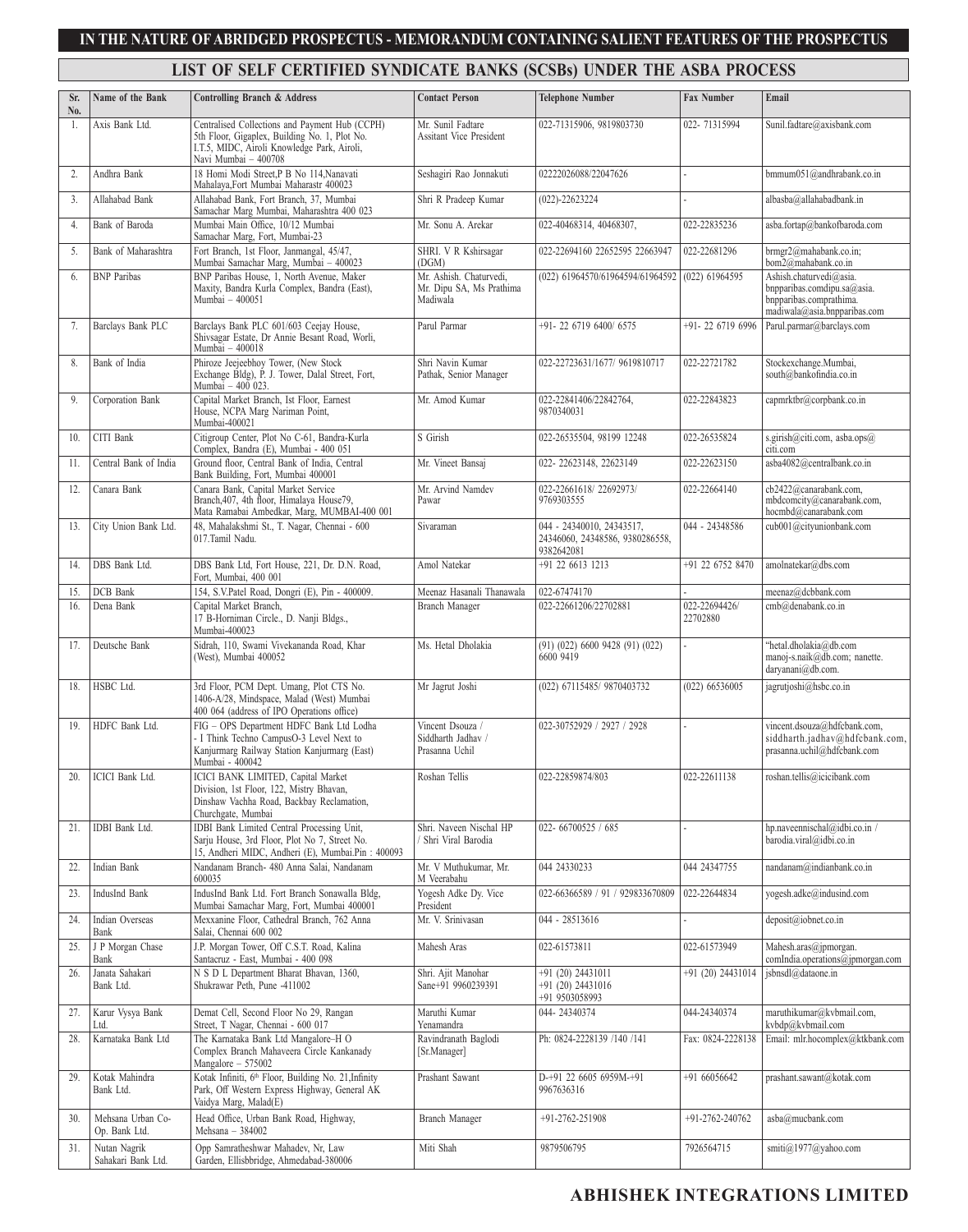## IN THE NATURE OF ABRIDGED PROSPECTUS - MEMORANDUM CONTAINING SALIENT FEATURES OF THE PROSPECTUS

## LIST OF SELF CERTIFIED SYNDICATE BANKS (SCSBs) UNDER THE ASBA PROCESS

| Sr. No. | Name of the Bank | Controlling Branch & Address | Contact Person | Telephone Number | Fax Number | Email |
|---|---|---|---|---|---|---|
| 1. | Axis Bank Ltd. | Centralised Collections and Payment Hub (CCPH) 5th Floor, Gigaplex, Building No. 1, Plot No. I.T.5, MIDC, Airoli Knowledge Park, Airoli, Navi Mumbai – 400708 | Mr. Sunil Fadtare Assitant Vice President | 022-71315906, 9819803730 | 022- 71315994 | Sunil.fadtare@axisbank.com |
| 2. | Andhra Bank | 18 Homi Modi Street,P B No 114,Nanavati Mahalaya,Fort Mumbai Maharastr 400023 | Seshagiri Rao Jonnakuti | 02222026088/22047626 | - | bmmum051@andhrabank.co.in |
| 3. | Allahabad Bank | Allahabad Bank, Fort Branch, 37, Mumbai Samachar Marg Mumbai, Maharashtra 400 023 | Shri R Pradeep Kumar | (022)-22623224 | - | albasba@allahabadbank.in |
| 4. | Bank of Baroda | Mumbai Main Office, 10/12 Mumbai Samachar Marg, Fort, Mumbai-23 | Mr. Sonu A. Arekar | 022-40468314, 40468307, | 022-22835236 | asba.fortap@bankofbaroda.com |
| 5. | Bank of Maharashtra | Fort Branch, 1st Floor, Janmangal, 45/47, Mumbai Samachar Marg, Mumbai – 400023 | SHRI. V R Kshirsagar (DGM) | 022-22694160 22652595 22663947 | 022-22681296 | brmgr2@mahabank.co.in; bom2@mahabank.co.in |
| 6. | BNP Paribas | BNP Paribas House, 1, North Avenue, Maker Maxity, Bandra Kurla Complex, Bandra (East), Mumbai – 400051 | Mr. Ashish. Chaturvedi, Mr. Dipu SA, Ms Prathima Madiwala | (022) 61964570/61964594/61964592 | (022) 61964595 | Ashish.chaturvedi@asia. bnpparibas.comdipu.sa@asia. bnpparibas.comprathima. madiwala@asia.bnpparibas.com |
| 7. | Barclays Bank PLC | Barclays Bank PLC 601/603 Ceejay House, Shivsagar Estate, Dr Annie Besant Road, Worli, Mumbai – 400018 | Parul Parmar | +91- 22 6719 6400/ 6575 | +91- 22 6719 6996 | Parul.parmar@barclays.com |
| 8. | Bank of India | Phiroze Jeejeebhoy Tower, (New Stock Exchange Bldg), P. J. Tower, Dalal Street, Fort, Mumbai – 400 023. | Shri Navin Kumar Pathak, Senior Manager | 022-22723631/1677/ 9619810717 | 022-22721782 | Stockexchange.Mumbai, south@bankofindia.co.in |
| 9. | Corporation Bank | Capital Market Branch, Ist Floor, Earnest House, NCPA Marg Nariman Point, Mumbai-400021 | Mr. Amod Kumar | 022-22841406/22842764, 9870340031 | 022-22843823 | capmrktbr@corpbank.co.in |
| 10. | CITI Bank | Citigroup Center, Plot No C-61, Bandra-Kurla Complex, Bandra (E), Mumbai - 400 051 | S Girish | 022-26535504, 98199 12248 | 022-26535824 | s.girish@citi.com, asba.ops@ citi.com |
| 11. | Central Bank of India | Ground floor, Central Bank of India, Central Bank Building, Fort, Mumbai 400001 | Mr. Vineet Bansaj | 022- 22623148, 22623149 | 022-22623150 | asba4082@centralbank.co.in |
| 12. | Canara Bank | Canara Bank, Capital Market Service Branch,407, 4th floor, Himalaya House79, Mata Ramabai Ambedkar, Marg, MUMBAI-400 001 | Mr. Arvind Namdev Pawar | 022-22661618/ 22692973/ 9769303555 | 022-22664140 | cb2422@canarabank.com, mbdcomcity@canarabank.com, hocmbd@canarabank.com |
| 13. | City Union Bank Ltd. | 48, Mahalakshmi St., T. Nagar, Chennai - 600 017.Tamil Nadu. | Sivaraman | 044 - 24340010, 24343517, 24346060, 24348586, 9380286558, 9382642081 | 044 - 24348586 | cub001@cityunionbank.com |
| 14. | DBS Bank Ltd. | DBS Bank Ltd, Fort House, 221, Dr. D.N. Road, Fort, Mumbai, 400 001 | Amol Natekar | +91 22 6613 1213 | +91 22 6752 8470 | amolnatekar@dbs.com |
| 15. | DCB Bank | 154, S.V.Patel Road, Dongri (E), Pin - 400009. | Meenaz Hasanali Thanawala | 022-67474170 | - | meenaz@dcbbank.com |
| 16. | Dena Bank | Capital Market Branch, 17 B-Horniman Circle., D. Nanji Bldgs., Mumbai-400023 | Branch Manager | 022-22661206/22702881 | 022-22694426/ 22702880 | cmb@denabank.co.in |
| 17. | Deutsche Bank | Sidrah, 110, Swami Vivekananda Road, Khar (West), Mumbai 400052 | Ms. Hetal Dholakia | (91) (022) 6600 9428 (91) (022) 6600 9419 | - | "hetal.dholakia@db.com manoj-s.naik@db.com; nanette. daryanani@db.com. |
| 18. | HSBC Ltd. | 3rd Floor, PCM Dept. Umang, Plot CTS No. 1406-A/28, Mindspace, Malad (West) Mumbai 400 064 (address of IPO Operations office) | Mr Jagrut Joshi | (022) 67115485/ 9870403732 | (022) 66536005 | jagrutjoshi@hsbc.co.in |
| 19. | HDFC Bank Ltd. | FIG – OPS Department HDFC Bank Ltd Lodha - I Think Techno CampusO-3 Level Next to Kanjurmarg Railway Station Kanjurmarg (East) Mumbai - 400042 | Vincent Dsouza / Siddharth Jadhav / Prasanna Uchil | 022-30752929 / 2927 / 2928 | - | vincent.dsouza@hdfcbank.com, siddharth.jadhav@hdfcbank.com, prasanna.uchil@hdfcbank.com |
| 20. | ICICI Bank Ltd. | ICICI BANK LIMITED, Capital Market Division, 1st Floor, 122, Mistry Bhavan, Dinshaw Vachha Road, Backbay Reclamation, Churchgate, Mumbai | Roshan Tellis | 022-22859874/803 | 022-22611138 | roshan.tellis@icicibank.com |
| 21. | IDBI Bank Ltd. | IDBI Bank Limited Central Processing Unit, Sarju House, 3rd Floor, Plot No 7, Street No. 15, Andheri MIDC, Andheri (E), Mumbai.Pin : 400093 | Shri. Naveen Nischal HP / Shri Viral Barodia | 022- 66700525 / 685 | - | hp.naveennischal@idbi.co.in / barodia.viral@idbi.co.in |
| 22. | Indian Bank | Nandanam Branch- 480 Anna Salai, Nandanam 600035 | Mr. V Muthukumar, Mr. M Veerabahu | 044 24330233 | 044 24347755 | nandanam@indianbank.co.in |
| 23. | IndusInd Bank | IndusInd Bank Ltd. Fort Branch Sonawalla Bldg, Mumbai Samachar Marg, Fort, Mumbai 400001 | Yogesh Adke Dy. Vice President | 022-66366589 / 91 / 929833670809 | 022-22644834 | yogesh.adke@indusind.com |
| 24. | Indian Overseas Bank | Mexxanine Floor, Cathedral Branch, 762 Anna Salai, Chennai 600 002 | Mr. V. Srinivasan | 044 - 28513616 | - | deposit@iobnet.co.in |
| 25. | J P Morgan Chase Bank | J.P. Morgan Tower, Off C.S.T. Road, Kalina Santacruz - East, Mumbai - 400 098 | Mahesh Aras | 022-61573811 | 022-61573949 | Mahesh.aras@jpmorgan. comIndia.operations@jpmorgan.com |
| 26. | Janata Sahakari Bank Ltd. | N S D L Department Bharat Bhavan, 1360, Shukrawar Peth, Pune -411002 | Shri. Ajit Manohar Sane+91 9960239391 | +91 (20) 24431011 +91 (20) 24431016 +91 9503058993 | +91 (20) 24431014 | jsbnsdl@dataone.in |
| 27. | Karur Vysya Bank Ltd. | Demat Cell, Second Floor No 29, Rangan Street, T Nagar, Chennai - 600 017 | Maruthi Kumar Yenamandra | 044- 24340374 | 044-24340374 | maruthikumar@kvbmail.com, kvbdp@kvbmail.com |
| 28. | Karnataka Bank Ltd | The Karnataka Bank Ltd Mangalore–H O Complex Branch Mahaveera Circle Kankanady Mangalore – 575002 | Ravindranath Baglodi [Sr.Manager] | Ph: 0824-2228139 /140 /141 | Fax: 0824-2228138 | Email: mlr.hocomplex@ktkbank.com |
| 29. | Kotak Mahindra Bank Ltd. | Kotak Infiniti, 6th Floor, Building No. 21,Infinity Park, Off Western Express Highway, General AK Vaidya Marg, Malad(E) | Prashant Sawant | D-+91 22 6605 6959M-+91 9967636316 | +91 66056642 | prashant.sawant@kotak.com |
| 30. | Mehsana Urban Co-Op. Bank Ltd. | Head Office, Urban Bank Road, Highway, Mehsana – 384002 | Branch Manager | +91-2762-251908 | +91-2762-240762 | asba@mucbank.com |
| 31. | Nutan Nagrik Sahakari Bank Ltd. | Opp Samratheshwar Mahadev, Nr, Law Garden, Ellisbridge, Ahmedabad-380006 | Miti Shah | 9879506795 | 7926564715 | smiti@1977@yahoo.com |

**ABHISHEK INTEGRATIONS LIMITED**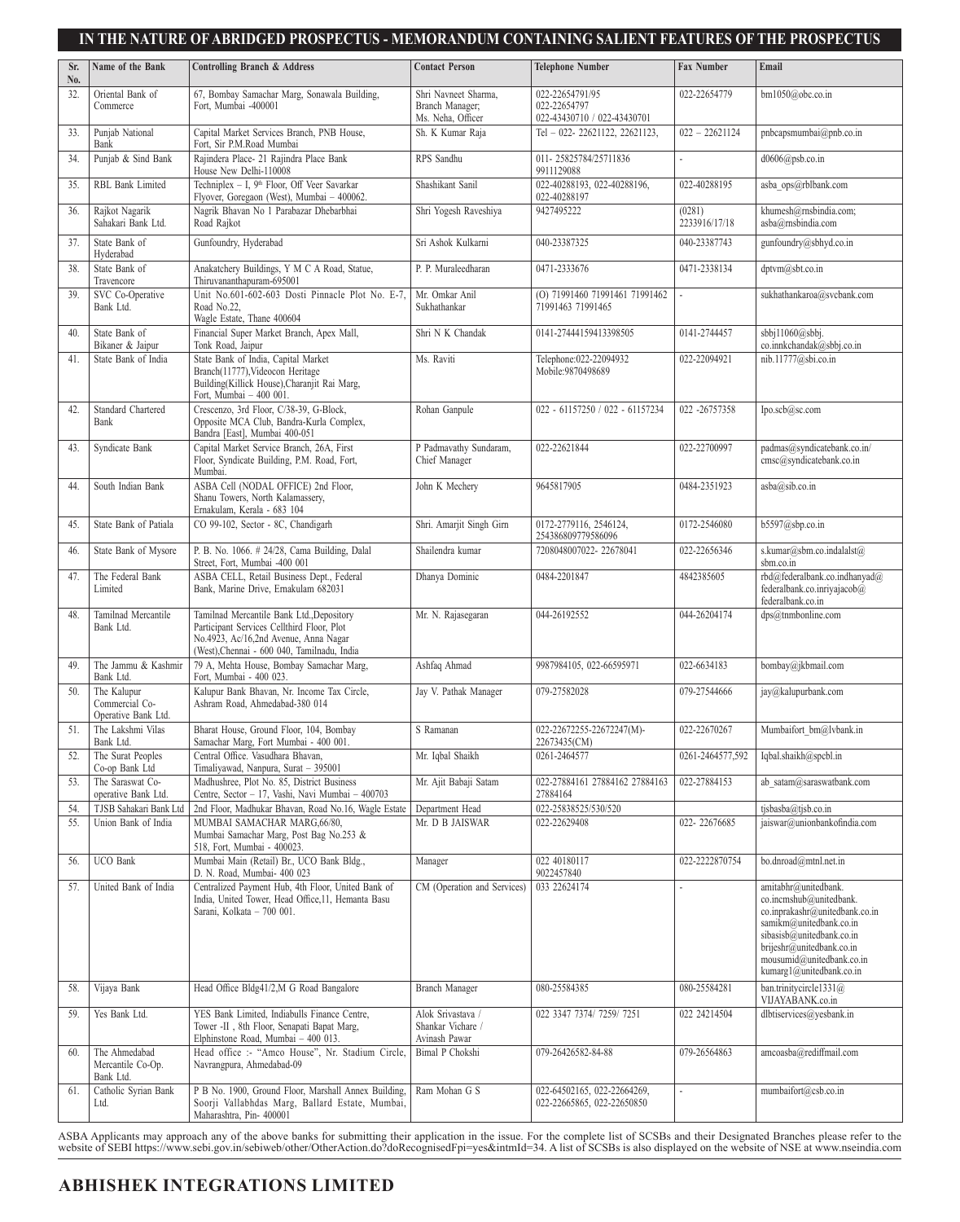# IN THE NATURE OF ABRIDGED PROSPECTUS - MEMORANDUM CONTAINING SALIENT FEATURES OF THE PROSPECTUS

| Sr. No. | Name of the Bank | Controlling Branch & Address | Contact Person | Telephone Number | Fax Number | Email |
|---|---|---|---|---|---|---|
| 32. | Oriental Bank of Commerce | 67, Bombay Samachar Marg, Sonawala Building, Fort, Mumbai -400001 | Shri Navneet Sharma, Branch Manager; Ms. Neha, Officer | 022-22654791/95 022-22654797 022-43430710 / 022-43430701 | 022-22654779 | bm1050@obc.co.in |
| 33. | Punjab National Bank | Capital Market Services Branch, PNB House, Fort, Sir P.M.Road Mumbai | Sh. K Kumar Raja | Tel – 022- 22621122, 22621123, | 022 – 22621124 | pnbcapsmumbai@pnb.co.in |
| 34. | Punjab & Sind Bank | Rajindera Place- 21 Rajindra Place Bank House New Delhi-110008 | RPS Sandhu | 011- 25825784/25711836 9911129088 | - | d0606@psb.co.in |
| 35. | RBL Bank Limited | Techniplex – I, 9th Floor, Off Veer Savarkar Flyover, Goregaon (West), Mumbai – 400062. | Shashikant Sanil | 022-40288193, 022-40288196, 022-40288197 | 022-40288195 | asba_ops@rblbank.com |
| 36. | Rajkot Nagarik Sahakari Bank Ltd. | Nagrik Bhavan No 1 Parabazar Dhebarbhai Road Rajkot | Shri Yogesh Raveshiya | 9427495222 | (0281) 2233916/17/18 | khumesh@rnsbindia.com; asba@rnsbindia.com |
| 37. | State Bank of Hyderabad | Gunfoundry, Hyderabad | Sri Ashok Kulkarni | 040-23387325 | 040-23387743 | gunfoundry@sbhyd.co.in |
| 38. | State Bank of Travencore | Anakatchery Buildings, Y M C A Road, Statue, Thiruvananthapuram-695001 | P. P. Muraleedharan | 0471-2333676 | 0471-2338134 | dptvm@sbt.co.in |
| 39. | SVC Co-Operative Bank Ltd. | Unit No.601-602-603 Dosti Pinnacle Plot No. E-7, Road No.22, Wagle Estate, Thane 400604 | Mr. Omkar Anil Sukhathankar | (O) 71991460 71991461 71991462 71991463 71991465 | - | sukhathankaroa@svcbank.com |
| 40. | State Bank of Bikaner & Jaipur | Financial Super Market Branch, Apex Mall, Tonk Road, Jaipur | Shri N K Chandak | 0141-27444159413398505 | 0141-2744457 | sbbj11060@sbbj. co.innkchandak@sbbj.co.in |
| 41. | State Bank of India | State Bank of India, Capital Market Branch(11777),Videocon Heritage Building(Killick House),Charanjit Rai Marg, Fort, Mumbai – 400 001. | Ms. Raviti | Telephone:022-22094932 Mobile:9870498689 | 022-22094921 | nib.11777@sbi.co.in |
| 42. | Standard Chartered Bank | Crescenzo, 3rd Floor, C/38-39, G-Block, Opposite MCA Club, Bandra-Kurla Complex, Bandra [East], Mumbai 400-051 | Rohan Ganpule | 022 - 61157250 / 022 - 61157234 | 022 -26757358 | Ipo.scb@sc.com |
| 43. | Syndicate Bank | Capital Market Service Branch, 26A, First Floor, Syndicate Building, P.M. Road, Fort, Mumbai. | P Padmavathy Sundaram, Chief Manager | 022-22621844 | 022-22700997 | padmas@syndicatebank.co.in/ cmsc@syndicatebank.co.in |
| 44. | South Indian Bank | ASBA Cell (NODAL OFFICE) 2nd Floor, Shanu Towers, North Kalamassery, Ernakulam, Kerala - 683 104 | John K Mechery | 9645817905 | 0484-2351923 | asba@sib.co.in |
| 45. | State Bank of Patiala | CO 99-102, Sector - 8C, Chandigarh | Shri. Amarjit Singh Girn | 0172-2779116, 2546124, 254386809779586096 | 0172-2546080 | b5597@sbp.co.in |
| 46. | State Bank of Mysore | P. B. No. 1066. # 24/28, Cama Building, Dalal Street, Fort, Mumbai -400 001 | Shailendra kumar | 7208048007022- 22678041 | 022-22656346 | s.kumar@sbm.co.indalalst@ sbm.co.in |
| 47. | The Federal Bank Limited | ASBA CELL, Retail Business Dept., Federal Bank, Marine Drive, Ernakulam 682031 | Dhanya Dominic | 0484-2201847 | 4842385605 | rbd@federalbank.co.indhanyad@ federalbank.co.inriyajacob@ federalbank.co.in |
| 48. | Tamilnad Mercantile Bank Ltd. | Tamilnad Mercantile Bank Ltd.,Depository Participant Services Cellthird Floor, Plot No.4923, Ac/16,2nd Avenue, Anna Nagar (West),Chennai - 600 040, Tamilnadu, India | Mr. N. Rajasegaran | 044-26192552 | 044-26204174 | dps@tmbonline.com |
| 49. | The Jammu & Kashmir Bank Ltd. | 79 A, Mehta House, Bombay Samachar Marg, Fort, Mumbai - 400 023. | Ashfaq Ahmad | 9987984105, 022-66595971 | 022-6634183 | bombay@jkbmail.com |
| 50. | The Kalupur Commercial Co-Operative Bank Ltd. | Kalupur Bank Bhavan, Nr. Income Tax Circle, Ashram Road, Ahmedabad-380 014 | Jay V. Pathak Manager | 079-27582028 | 079-27544666 | jay@kalupurbank.com |
| 51. | The Lakshmi Vilas Bank Ltd. | Bharat House, Ground Floor, 104, Bombay Samachar Marg, Fort Mumbai - 400 001. | S Ramanan | 022-22672255-22672247(M)-22673435(CM) | 022-22670267 | Mumbaifort_bm@lvbank.in |
| 52. | The Surat Peoples Co-op Bank Ltd | Central Office. Vasudhara Bhavan, Timaliyawad, Nanpura, Surat – 395001 | Mr. Iqbal Shaikh | 0261-2464577 | 0261-2464577,592 | Iqbal.shaikh@spcbl.in |
| 53. | The Saraswat Co-operative Bank Ltd. | Madhushree, Plot No. 85, District Business Centre, Sector – 17, Vashi, Navi Mumbai – 400703 | Mr. Ajit Babaji Satam | 022-27884161 27884162 27884163 27884164 | 022-27884153 | ab_satam@saraswatbank.com |
| 54. | TJSB Sahakari Bank Ltd | 2nd Floor, Madhukar Bhavan, Road No.16, Wagle Estate | Department Head | 022-25838525/530/520 | | tjsbasba@tjsb.co.in |
| 55. | Union Bank of India | MUMBAI SAMACHAR MARG,66/80, Mumbai Samachar Marg, Post Bag No.253 & 518, Fort, Mumbai - 400023. | Mr. D B JAISWAR | 022-22629408 | 022- 22676685 | jaiswar@unionbankofindia.com |
| 56. | UCO Bank | Mumbai Main (Retail) Br., UCO Bank Bldg., D. N. Road, Mumbai- 400 023 | Manager | 022 40180117 9022457840 | 022-2222870754 | bo.dnroad@mtnl.net.in |
| 57. | United Bank of India | Centralized Payment Hub, 4th Floor, United Bank of India, United Tower, Head Office,11, Hemanta Basu Sarani, Kolkata – 700 001. | CM (Operation and Services) | 033 22624174 | - | amitabhr@unitedbank. co.incmshub@unitedbank. co.inprakashr@unitedbank.co.in samikm@unitedbank.co.in sibasisb@unitedbank.co.in brijeshr@unitedbank.co.in mousumid@unitedbank.co.in kumarg1@unitedbank.co.in |
| 58. | Vijaya Bank | Head Office Bldg41/2,M G Road Bangalore | Branch Manager | 080-25584385 | 080-25584281 | ban.trinitycircle1331@ VIJAYABANK.co.in |
| 59. | Yes Bank Ltd. | YES Bank Limited, Indiabulls Finance Centre, Tower -II , 8th Floor, Senapati Bapat Marg, Elphinstone Road, Mumbai – 400 013. | Alok Srivastava / Shankar Vichare / Avinash Pawar | 022 3347 7374/ 7259/ 7251 | 022 24214504 | dlbtiservices@yesbank.in |
| 60. | The Ahmedabad Mercantile Co-Op. Bank Ltd. | Head office :- "Amco House", Nr. Stadium Circle, Navrangpura, Ahmedabad-09 | Bimal P Chokshi | 079-26426582-84-88 | 079-26564863 | amcoasba@rediffmail.com |
| 61. | Catholic Syrian Bank Ltd. | P B No. 1900, Ground Floor, Marshall Annex Building, Soorji Vallabhdas Marg, Ballard Estate, Mumbai, Maharashtra, Pin- 400001 | Ram Mohan G S | 022-64502165, 022-22664269, 022-22665865, 022-22650850 | - | mumbaifort@csb.co.in |

ASBA Applicants may approach any of the above banks for submitting their application in the issue. For the complete list of SCSBs and their Designated Branches please refer to the website of SEBI https://www.sebi.gov.in/sebiweb/other/OtherAction.do?doRecognisedFpi=yes&intmId=34. A list of SCSBs is also displayed on the website of NSE at www.nseindia.com

## ABHISHEK INTEGRATIONS LIMITED